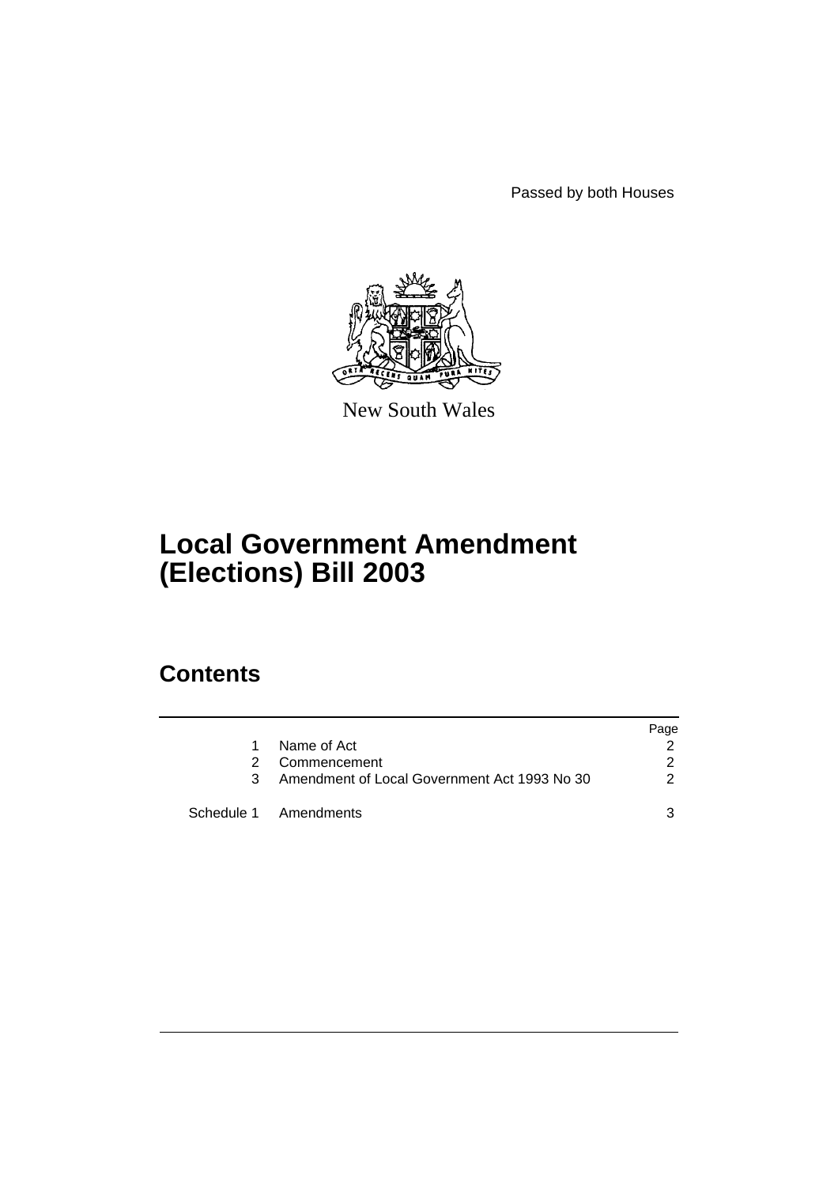Passed by both Houses

New South Wales

# Local Government Amendment (Elections) Bill 2003

## Contents

| | | Page |
|---|---|---|
| 1 | Name of Act | 2 |
| 2 | Commencement | 2 |
| 3 | Amendment of Local Government Act 1993 No 30 | 2 |
| Schedule 1 | Amendments | 3 |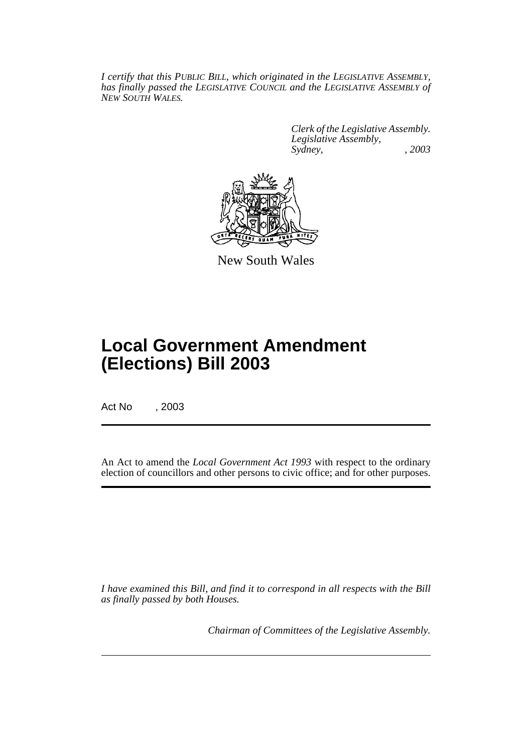*I certify that this PUBLIC BILL, which originated in the LEGISLATIVE ASSEMBLY, has finally passed the LEGISLATIVE COUNCIL and the LEGISLATIVE ASSEMBLY of NEW SOUTH WALES.*

*Clerk of the Legislative Assembly.*
*Legislative Assembly,*
*Sydney, , 2003*

New South Wales

# Local Government Amendment (Elections) Bill 2003

Act No , 2003

An Act to amend the *Local Government Act 1993* with respect to the ordinary election of councillors and other persons to civic office; and for other purposes.

*I have examined this Bill, and find it to correspond in all respects with the Bill as finally passed by both Houses.*

*Chairman of Committees of the Legislative Assembly.*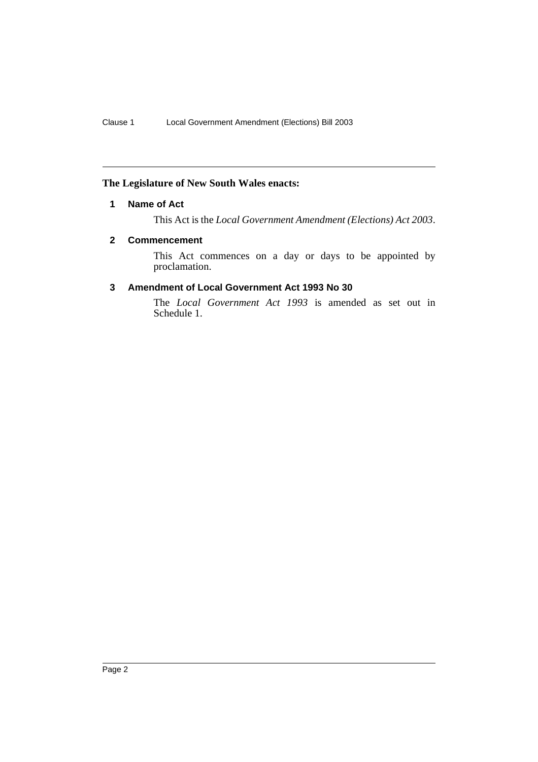**The Legislature of New South Wales enacts:**

## 1 Name of Act

This Act is the *Local Government Amendment (Elections) Act 2003*.

## 2 Commencement

This Act commences on a day or days to be appointed by proclamation.

## 3 Amendment of Local Government Act 1993 No 30

The *Local Government Act 1993* is amended as set out in Schedule 1.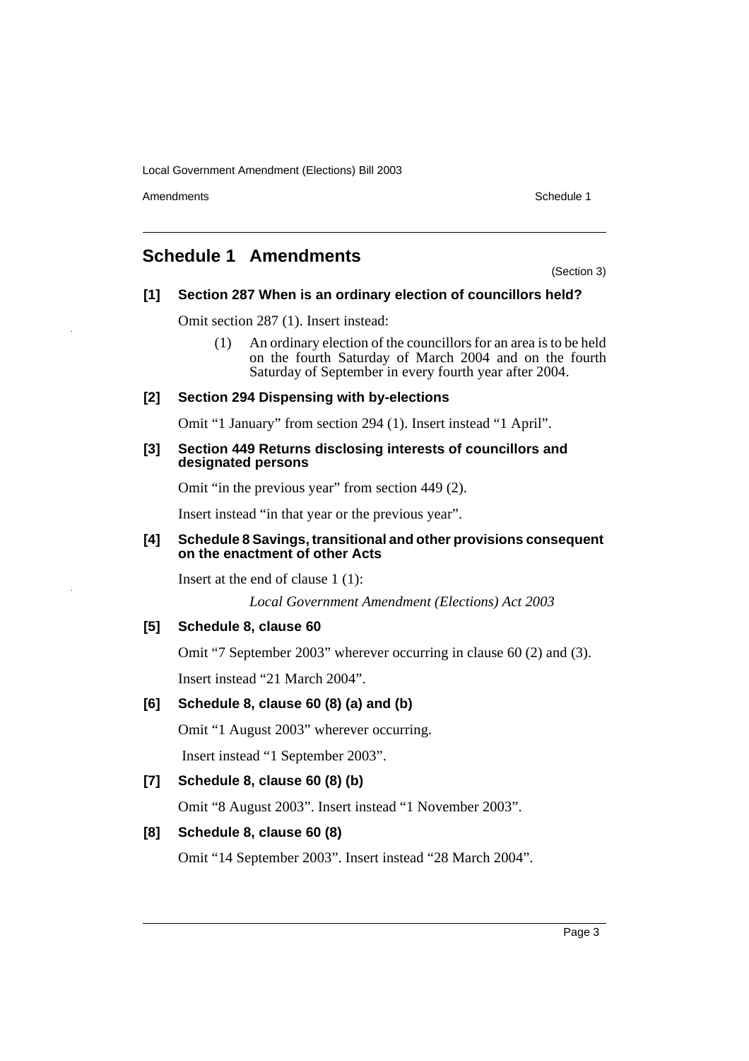## Schedule 1 Amendments

(Section 3)

### [1] Section 287 When is an ordinary election of councillors held?

Omit section 287 (1). Insert instead:

> (1) An ordinary election of the councillors for an area is to be held on the fourth Saturday of March 2004 and on the fourth Saturday of September in every fourth year after 2004.

### [2] Section 294 Dispensing with by-elections

Omit "1 January" from section 294 (1). Insert instead "1 April".

### [3] Section 449 Returns disclosing interests of councillors and designated persons

Omit "in the previous year" from section 449 (2).

Insert instead "in that year or the previous year".

### [4] Schedule 8 Savings, transitional and other provisions consequent on the enactment of other Acts

Insert at the end of clause 1 (1):

> *Local Government Amendment (Elections) Act 2003*

### [5] Schedule 8, clause 60

Omit "7 September 2003" wherever occurring in clause 60 (2) and (3).

Insert instead "21 March 2004".

### [6] Schedule 8, clause 60 (8) (a) and (b)

Omit "1 August 2003" wherever occurring.

Insert instead "1 September 2003".

### [7] Schedule 8, clause 60 (8) (b)

Omit "8 August 2003". Insert instead "1 November 2003".

### [8] Schedule 8, clause 60 (8)

Omit "14 September 2003". Insert instead "28 March 2004".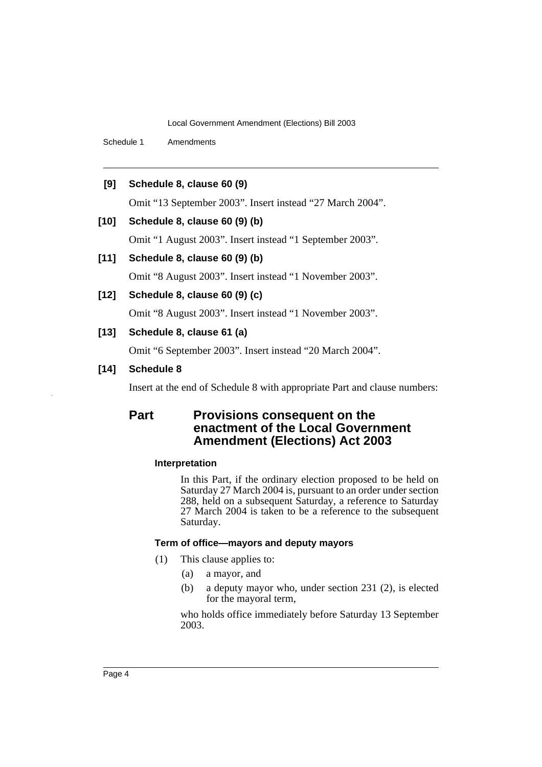**[9] Schedule 8, clause 60 (9)**

Omit "13 September 2003". Insert instead "27 March 2004".

**[10] Schedule 8, clause 60 (9) (b)**

Omit "1 August 2003". Insert instead "1 September 2003".

**[11] Schedule 8, clause 60 (9) (b)**

Omit "8 August 2003". Insert instead "1 November 2003".

**[12] Schedule 8, clause 60 (9) (c)**

Omit "8 August 2003". Insert instead "1 November 2003".

**[13] Schedule 8, clause 61 (a)**

Omit "6 September 2003". Insert instead "20 March 2004".

**[14] Schedule 8**

Insert at the end of Schedule 8 with appropriate Part and clause numbers:

## Part Provisions consequent on the enactment of the Local Government Amendment (Elections) Act 2003

#### Interpretation

In this Part, if the ordinary election proposed to be held on Saturday 27 March 2004 is, pursuant to an order under section 288, held on a subsequent Saturday, a reference to Saturday 27 March 2004 is taken to be a reference to the subsequent Saturday.

#### Term of office—mayors and deputy mayors

(1) This clause applies to:

- (a) a mayor, and
- (b) a deputy mayor who, under section 231 (2), is elected for the mayoral term,

who holds office immediately before Saturday 13 September 2003.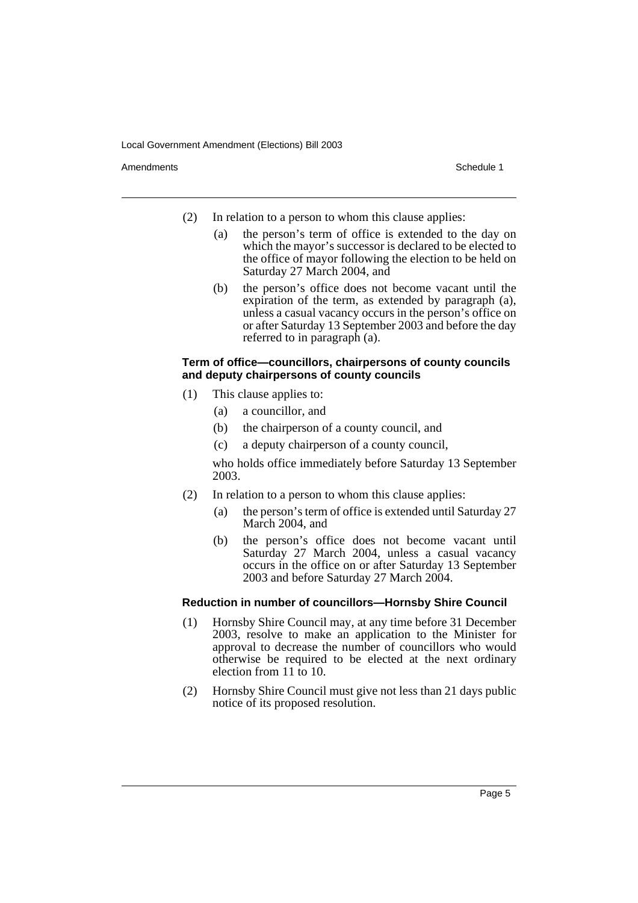(2) In relation to a person to whom this clause applies:

  (a) the person's term of office is extended to the day on which the mayor's successor is declared to be elected to the office of mayor following the election to be held on Saturday 27 March 2004, and

  (b) the person's office does not become vacant until the expiration of the term, as extended by paragraph (a), unless a casual vacancy occurs in the person's office on or after Saturday 13 September 2003 and before the day referred to in paragraph (a).

#### Term of office—councillors, chairpersons of county councils and deputy chairpersons of county councils

(1) This clause applies to:

  (a) a councillor, and

  (b) the chairperson of a county council, and

  (c) a deputy chairperson of a county council,

  who holds office immediately before Saturday 13 September 2003.

(2) In relation to a person to whom this clause applies:

  (a) the person's term of office is extended until Saturday 27 March 2004, and

  (b) the person's office does not become vacant until Saturday 27 March 2004, unless a casual vacancy occurs in the office on or after Saturday 13 September 2003 and before Saturday 27 March 2004.

#### Reduction in number of councillors—Hornsby Shire Council

(1) Hornsby Shire Council may, at any time before 31 December 2003, resolve to make an application to the Minister for approval to decrease the number of councillors who would otherwise be required to be elected at the next ordinary election from 11 to 10.

(2) Hornsby Shire Council must give not less than 21 days public notice of its proposed resolution.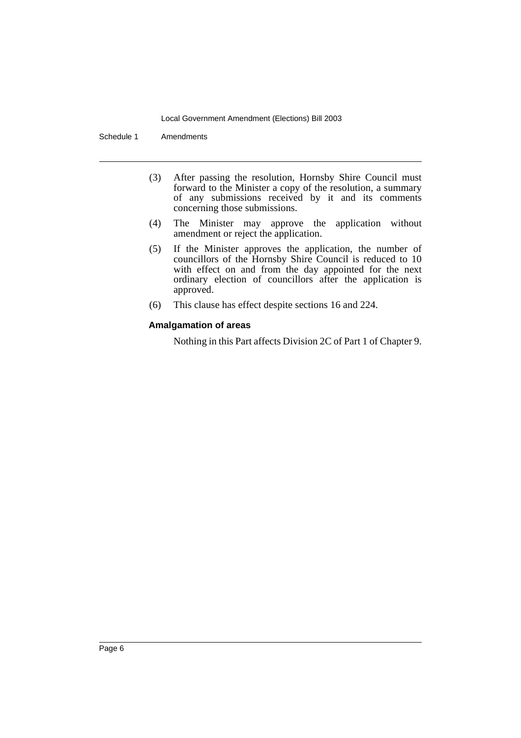(3) After passing the resolution, Hornsby Shire Council must forward to the Minister a copy of the resolution, a summary of any submissions received by it and its comments concerning those submissions.

(4) The Minister may approve the application without amendment or reject the application.

(5) If the Minister approves the application, the number of councillors of the Hornsby Shire Council is reduced to 10 with effect on and from the day appointed for the next ordinary election of councillors after the application is approved.

(6) This clause has effect despite sections 16 and 224.

**Amalgamation of areas**

Nothing in this Part affects Division 2C of Part 1 of Chapter 9.